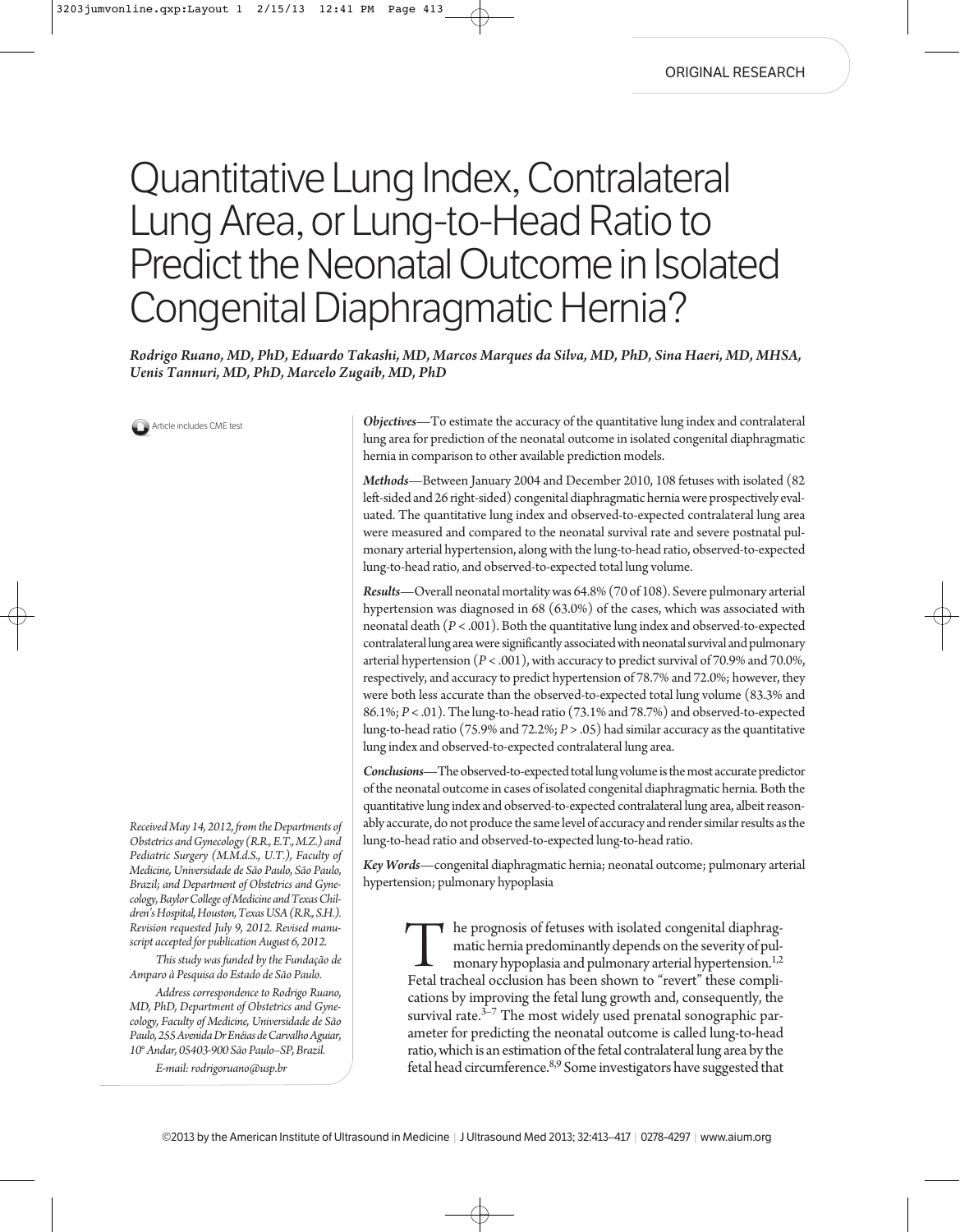ORIGINAL RESEARCH

# Quantitative Lung Index, Contralateral Lung Area, or Lung-to-Head Ratio to Predict the Neonatal Outcome in Isolated Congenital Diaphragmatic Hernia?

*Rodrigo Ruano, MD, PhD, Eduardo Takashi, MD, Marcos Marques da Silva, MD, PhD, Sina Haeri, MD, MHSA, Uenis Tannuri, MD, PhD, Marcelo Zugaib, MD, PhD*

Article includes CME test

***Objectives***—To estimate the accuracy of the quantitative lung index and contralateral lung area for prediction of the neonatal outcome in isolated congenital diaphragmatic hernia in comparison to other available prediction models.

***Methods***—Between January 2004 and December 2010, 108 fetuses with isolated (82 left-sided and 26 right-sided) congenital diaphragmatic hernia were prospectively evaluated. The quantitative lung index and observed-to-expected contralateral lung area were measured and compared to the neonatal survival rate and severe postnatal pulmonary arterial hypertension, along with the lung-to-head ratio, observed-to-expected lung-to-head ratio, and observed-to-expected total lung volume.

***Results***—Overall neonatal mortality was 64.8% (70 of 108). Severe pulmonary arterial hypertension was diagnosed in 68 (63.0%) of the cases, which was associated with neonatal death ($P < .001$). Both the quantitative lung index and observed-to-expected contralateral lung area were significantly associated with neonatal survival and pulmonary arterial hypertension ($P < .001$), with accuracy to predict survival of 70.9% and 70.0%, respectively, and accuracy to predict hypertension of 78.7% and 72.0%; however, they were both less accurate than the observed-to-expected total lung volume (83.3% and 86.1%; $P < .01$). The lung-to-head ratio (73.1% and 78.7%) and observed-to-expected lung-to-head ratio (75.9% and 72.2%; $P > .05$) had similar accuracy as the quantitative lung index and observed-to-expected contralateral lung area.

***Conclusions***—The observed-to-expected total lung volume is the most accurate predictor of the neonatal outcome in cases of isolated congenital diaphragmatic hernia. Both the quantitative lung index and observed-to-expected contralateral lung area, albeit reasonably accurate, do not produce the same level of accuracy and render similar results as the lung-to-head ratio and observed-to-expected lung-to-head ratio.

***Key Words***—congenital diaphragmatic hernia; neonatal outcome; pulmonary arterial hypertension; pulmonary hypoplasia

*Received May 14, 2012, from the Departments of Obstetrics and Gynecology (R.R., E.T., M.Z.) and Pediatric Surgery (M.M.d.S., U.T.), Faculty of Medicine, Universidade de São Paulo, São Paulo, Brazil; and Department of Obstetrics and Gynecology, Baylor College of Medicine and Texas Children's Hospital, Houston, Texas USA (R.R., S.H.). Revision requested July 9, 2012. Revised manuscript accepted for publication August 6, 2012.*

*This study was funded by the Fundação de Amparo à Pesquisa do Estado de São Paulo.*

*Address correspondence to Rodrigo Ruano, MD, PhD, Department of Obstetrics and Gynecology, Faculty of Medicine, Universidade de São Paulo, 255 Avenida Dr Enéias de Carvalho Aguiar, 10° Andar, 05403-900 São Paulo–SP, Brazil.*

*E-mail: rodrigoruano@usp.br*

The prognosis of fetuses with isolated congenital diaphragmatic hernia predominantly depends on the severity of pulmonary hypoplasia and pulmonary arterial hypertension.[1,2] Fetal tracheal occlusion has been shown to "revert" these complications by improving the fetal lung growth and, consequently, the survival rate.[3–7] The most widely used prenatal sonographic parameter for predicting the neonatal outcome is called lung-to-head ratio, which is an estimation of the fetal contralateral lung area by the fetal head circumference.[8,9] Some investigators have suggested that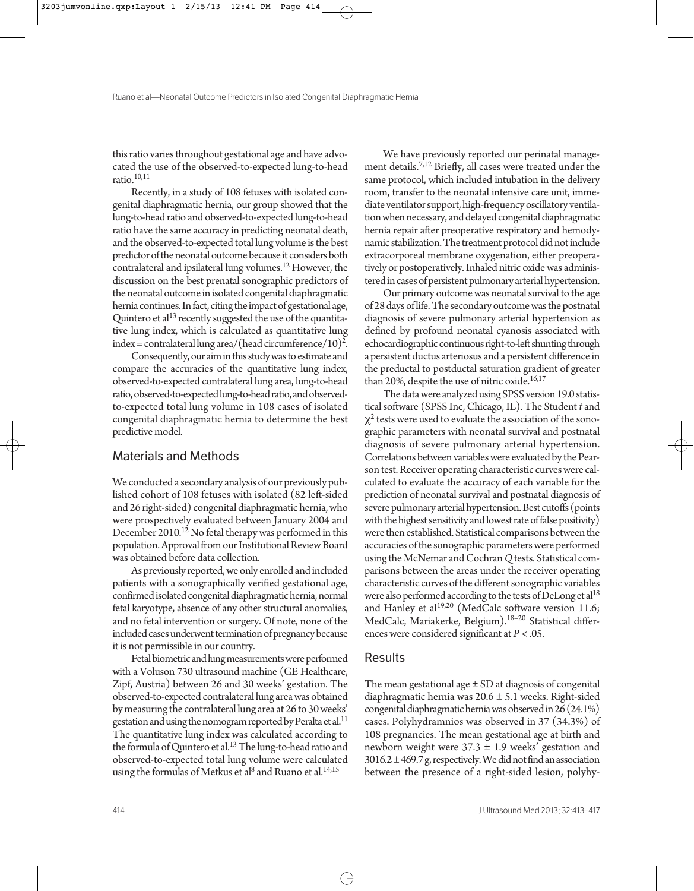this ratio varies throughout gestational age and have advocated the use of the observed-to-expected lung-to-head ratio.[10,11]

Recently, in a study of 108 fetuses with isolated congenital diaphragmatic hernia, our group showed that the lung-to-head ratio and observed-to-expected lung-to-head ratio have the same accuracy in predicting neonatal death, and the observed-to-expected total lung volume is the best predictor of the neonatal outcome because it considers both contralateral and ipsilateral lung volumes.[12] However, the discussion on the best prenatal sonographic predictors of the neonatal outcome in isolated congenital diaphragmatic hernia continues. In fact, citing the impact of gestational age, Quintero et al[13] recently suggested the use of the quantitative lung index, which is calculated as quantitative lung index = contralateral lung area/(head circumference/10)$^2$.

Consequently, our aim in this study was to estimate and compare the accuracies of the quantitative lung index, observed-to-expected contralateral lung area, lung-to-head ratio, observed-to-expected lung-to-head ratio, and observed-to-expected total lung volume in 108 cases of isolated congenital diaphragmatic hernia to determine the best predictive model.

## Materials and Methods

We conducted a secondary analysis of our previously published cohort of 108 fetuses with isolated (82 left-sided and 26 right-sided) congenital diaphragmatic hernia, who were prospectively evaluated between January 2004 and December 2010.[12] No fetal therapy was performed in this population. Approval from our Institutional Review Board was obtained before data collection.

As previously reported, we only enrolled and included patients with a sonographically verified gestational age, confirmed isolated congenital diaphragmatic hernia, normal fetal karyotype, absence of any other structural anomalies, and no fetal intervention or surgery. Of note, none of the included cases underwent termination of pregnancy because it is not permissible in our country.

Fetal biometric and lung measurements were performed with a Voluson 730 ultrasound machine (GE Healthcare, Zipf, Austria) between 26 and 30 weeks' gestation. The observed-to-expected contralateral lung area was obtained by measuring the contralateral lung area at 26 to 30 weeks' gestation and using the nomogram reported by Peralta et al.[11] The quantitative lung index was calculated according to the formula of Quintero et al.[13] The lung-to-head ratio and observed-to-expected total lung volume were calculated using the formulas of Metkus et al[8] and Ruano et al.[14,15]

We have previously reported our perinatal management details.[7,12] Briefly, all cases were treated under the same protocol, which included intubation in the delivery room, transfer to the neonatal intensive care unit, immediate ventilator support, high-frequency oscillatory ventilation when necessary, and delayed congenital diaphragmatic hernia repair after preoperative respiratory and hemodynamic stabilization. The treatment protocol did not include extracorporeal membrane oxygenation, either preoperatively or postoperatively. Inhaled nitric oxide was administered in cases of persistent pulmonary arterial hypertension.

Our primary outcome was neonatal survival to the age of 28 days of life. The secondary outcome was the postnatal diagnosis of severe pulmonary arterial hypertension as defined by profound neonatal cyanosis associated with echocardiographic continuous right-to-left shunting through a persistent ductus arteriosus and a persistent difference in the preductal to postductal saturation gradient of greater than 20%, despite the use of nitric oxide.[16,17]

The data were analyzed using SPSS version 19.0 statistical software (SPSS Inc, Chicago, IL). The Student *t* and $\chi^2$ tests were used to evaluate the association of the sonographic parameters with neonatal survival and postnatal diagnosis of severe pulmonary arterial hypertension. Correlations between variables were evaluated by the Pearson test. Receiver operating characteristic curves were calculated to evaluate the accuracy of each variable for the prediction of neonatal survival and postnatal diagnosis of severe pulmonary arterial hypertension. Best cutoffs (points with the highest sensitivity and lowest rate of false positivity) were then established. Statistical comparisons between the accuracies of the sonographic parameters were performed using the McNemar and Cochran *Q* tests. Statistical comparisons between the areas under the receiver operating characteristic curves of the different sonographic variables were also performed according to the tests of DeLong et al[18] and Hanley et al[19,20] (MedCalc software version 11.6; MedCalc, Mariakerke, Belgium).[18–20] Statistical differences were considered significant at $P < .05$.

## Results

The mean gestational age ± SD at diagnosis of congenital diaphragmatic hernia was 20.6 ± 5.1 weeks. Right-sided congenital diaphragmatic hernia was observed in 26 (24.1%) cases. Polyhydramnios was observed in 37 (34.3%) of 108 pregnancies. The mean gestational age at birth and newborn weight were 37.3 ± 1.9 weeks' gestation and 3016.2 ± 469.7 g, respectively. We did not find an association between the presence of a right-sided lesion, polyhy-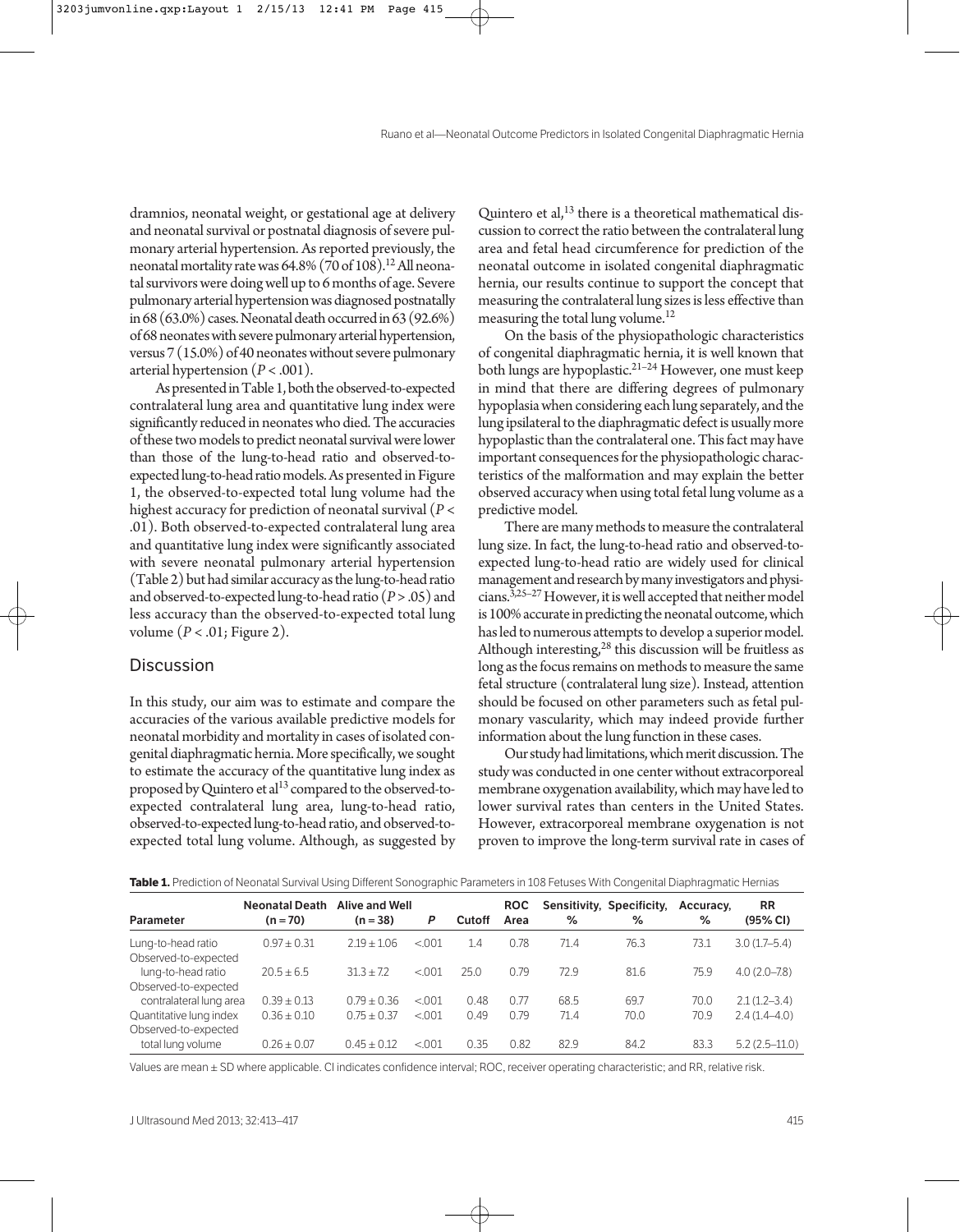dramnios, neonatal weight, or gestational age at delivery and neonatal survival or postnatal diagnosis of severe pulmonary arterial hypertension. As reported previously, the neonatal mortality rate was 64.8% (70 of 108).[12] All neonatal survivors were doing well up to 6 months of age. Severe pulmonary arterial hypertension was diagnosed postnatally in 68 (63.0%) cases. Neonatal death occurred in 63 (92.6%) of 68 neonates with severe pulmonary arterial hypertension, versus 7 (15.0%) of 40 neonates without severe pulmonary arterial hypertension ($P < .001$).

As presented in Table 1, both the observed-to-expected contralateral lung area and quantitative lung index were significantly reduced in neonates who died. The accuracies of these two models to predict neonatal survival were lower than those of the lung-to-head ratio and observed-to-expected lung-to-head ratio models. As presented in Figure 1, the observed-to-expected total lung volume had the highest accuracy for prediction of neonatal survival ($P < .01$). Both observed-to-expected contralateral lung area and quantitative lung index were significantly associated with severe neonatal pulmonary arterial hypertension (Table 2) but had similar accuracy as the lung-to-head ratio and observed-to-expected lung-to-head ratio ($P > .05$) and less accuracy than the observed-to-expected total lung volume ($P < .01$; Figure 2).

## Discussion

In this study, our aim was to estimate and compare the accuracies of the various available predictive models for neonatal morbidity and mortality in cases of isolated congenital diaphragmatic hernia. More specifically, we sought to estimate the accuracy of the quantitative lung index as proposed by Quintero et al[13] compared to the observed-to-expected contralateral lung area, lung-to-head ratio, observed-to-expected lung-to-head ratio, and observed-to-expected total lung volume. Although, as suggested by Quintero et al,[13] there is a theoretical mathematical discussion to correct the ratio between the contralateral lung area and fetal head circumference for prediction of the neonatal outcome in isolated congenital diaphragmatic hernia, our results continue to support the concept that measuring the contralateral lung sizes is less effective than measuring the total lung volume.[12]

On the basis of the physiopathologic characteristics of congenital diaphragmatic hernia, it is well known that both lungs are hypoplastic.[21–24] However, one must keep in mind that there are differing degrees of pulmonary hypoplasia when considering each lung separately, and the lung ipsilateral to the diaphragmatic defect is usually more hypoplastic than the contralateral one. This fact may have important consequences for the physiopathologic characteristics of the malformation and may explain the better observed accuracy when using total fetal lung volume as a predictive model.

There are many methods to measure the contralateral lung size. In fact, the lung-to-head ratio and observed-to-expected lung-to-head ratio are widely used for clinical management and research by many investigators and physicians.[3,25–27] However, it is well accepted that neither model is 100% accurate in predicting the neonatal outcome, which has led to numerous attempts to develop a superior model. Although interesting,[28] this discussion will be fruitless as long as the focus remains on methods to measure the same fetal structure (contralateral lung size). Instead, attention should be focused on other parameters such as fetal pulmonary vascularity, which may indeed provide further information about the lung function in these cases.

Our study had limitations, which merit discussion. The study was conducted in one center without extracorporeal membrane oxygenation availability, which may have led to lower survival rates than centers in the United States. However, extracorporeal membrane oxygenation is not proven to improve the long-term survival rate in cases of

**Table 1.** Prediction of Neonatal Survival Using Different Sonographic Parameters in 108 Fetuses With Congenital Diaphragmatic Hernias

| Parameter | Neonatal Death (n = 70) | Alive and Well (n = 38) | P | Cutoff | ROC Area | Sensitivity, % | Specificity, % | Accuracy, % | RR (95% CI) |
|---|---|---|---|---|---|---|---|---|---|
| Lung-to-head ratio | 0.97 ± 0.31 | 2.19 ± 1.06 | <.001 | 1.4 | 0.78 | 71.4 | 76.3 | 73.1 | 3.0 (1.7–5.4) |
| Observed-to-expected lung-to-head ratio | 20.5 ± 6.5 | 31.3 ± 7.2 | <.001 | 25.0 | 0.79 | 72.9 | 81.6 | 75.9 | 4.0 (2.0–7.8) |
| Observed-to-expected contralateral lung area | 0.39 ± 0.13 | 0.79 ± 0.36 | <.001 | 0.48 | 0.77 | 68.5 | 69.7 | 70.0 | 2.1 (1.2–3.4) |
| Quantitative lung index | 0.36 ± 0.10 | 0.75 ± 0.37 | <.001 | 0.49 | 0.79 | 71.4 | 70.0 | 70.9 | 2.4 (1.4–4.0) |
| Observed-to-expected total lung volume | 0.26 ± 0.07 | 0.45 ± 0.12 | <.001 | 0.35 | 0.82 | 82.9 | 84.2 | 83.3 | 5.2 (2.5–11.0) |

Values are mean ± SD where applicable. CI indicates confidence interval; ROC, receiver operating characteristic; and RR, relative risk.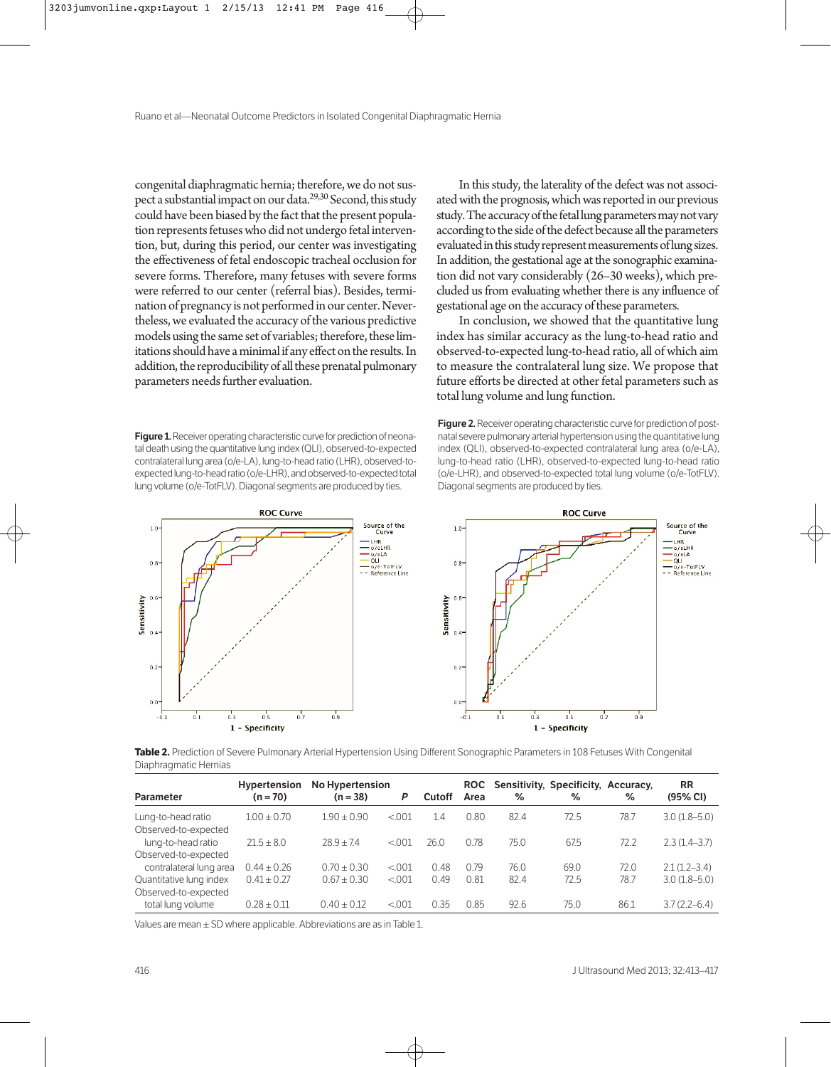congenital diaphragmatic hernia; therefore, we do not suspect a substantial impact on our data.[29,30] Second, this study could have been biased by the fact that the present population represents fetuses who did not undergo fetal intervention, but, during this period, our center was investigating the effectiveness of fetal endoscopic tracheal occlusion for severe forms. Therefore, many fetuses with severe forms were referred to our center (referral bias). Besides, termination of pregnancy is not performed in our center. Nevertheless, we evaluated the accuracy of the various predictive models using the same set of variables; therefore, these limitations should have a minimal if any effect on the results. In addition, the reproducibility of all these prenatal pulmonary parameters needs further evaluation.

In this study, the laterality of the defect was not associated with the prognosis, which was reported in our previous study. The accuracy of the fetal lung parameters may not vary according to the side of the defect because all the parameters evaluated in this study represent measurements of lung sizes. In addition, the gestational age at the sonographic examination did not vary considerably (26–30 weeks), which precluded us from evaluating whether there is any influence of gestational age on the accuracy of these parameters.

In conclusion, we showed that the quantitative lung index has similar accuracy as the lung-to-head ratio and observed-to-expected lung-to-head ratio, all of which aim to measure the contralateral lung size. We propose that future efforts be directed at other fetal parameters such as total lung volume and lung function.

**Figure 1.** Receiver operating characteristic curve for prediction of neonatal death using the quantitative lung index (QLI), observed-to-expected contralateral lung area (o/e-LA), lung-to-head ratio (LHR), observed-to-expected lung-to-head ratio (o/e-LHR), and observed-to-expected total lung volume (o/e-TotFLV). Diagonal segments are produced by ties.

**Figure 2.** Receiver operating characteristic curve for prediction of postnatal severe pulmonary arterial hypertension using the quantitative lung index (QLI), observed-to-expected contralateral lung area (o/e-LA), lung-to-head ratio (LHR), observed-to-expected lung-to-head ratio (o/e-LHR), and observed-to-expected total lung volume (o/e-TotFLV). Diagonal segments are produced by ties.

**Table 2.** Prediction of Severe Pulmonary Arterial Hypertension Using Different Sonographic Parameters in 108 Fetuses With Congenital Diaphragmatic Hernias

| Parameter | Hypertension (n = 70) | No Hypertension (n = 38) | *P* | Cutoff | ROC Area | Sensitivity, % | Specificity, % | Accuracy, % | RR (95% CI) |
|---|---|---|---|---|---|---|---|---|---|
| Lung-to-head ratio | 1.00 ± 0.70 | 1.90 ± 0.90 | <.001 | 1.4 | 0.80 | 82.4 | 72.5 | 78.7 | 3.0 (1.8–5.0) |
| Observed-to-expected lung-to-head ratio | 21.5 ± 8.0 | 28.9 ± 7.4 | <.001 | 26.0 | 0.78 | 75.0 | 67.5 | 72.2 | 2.3 (1.4–3.7) |
| Observed-to-expected contralateral lung area | 0.44 ± 0.26 | 0.70 ± 0.30 | <.001 | 0.48 | 0.79 | 76.0 | 69.0 | 72.0 | 2.1 (1.2–3.4) |
| Quantitative lung index | 0.41 ± 0.27 | 0.67 ± 0.30 | <.001 | 0.49 | 0.81 | 82.4 | 72.5 | 78.7 | 3.0 (1.8–5.0) |
| Observed-to-expected total lung volume | 0.28 ± 0.11 | 0.40 ± 0.12 | <.001 | 0.35 | 0.85 | 92.6 | 75.0 | 86.1 | 3.7 (2.2–6.4) |

Values are mean ± SD where applicable. Abbreviations are as in Table 1.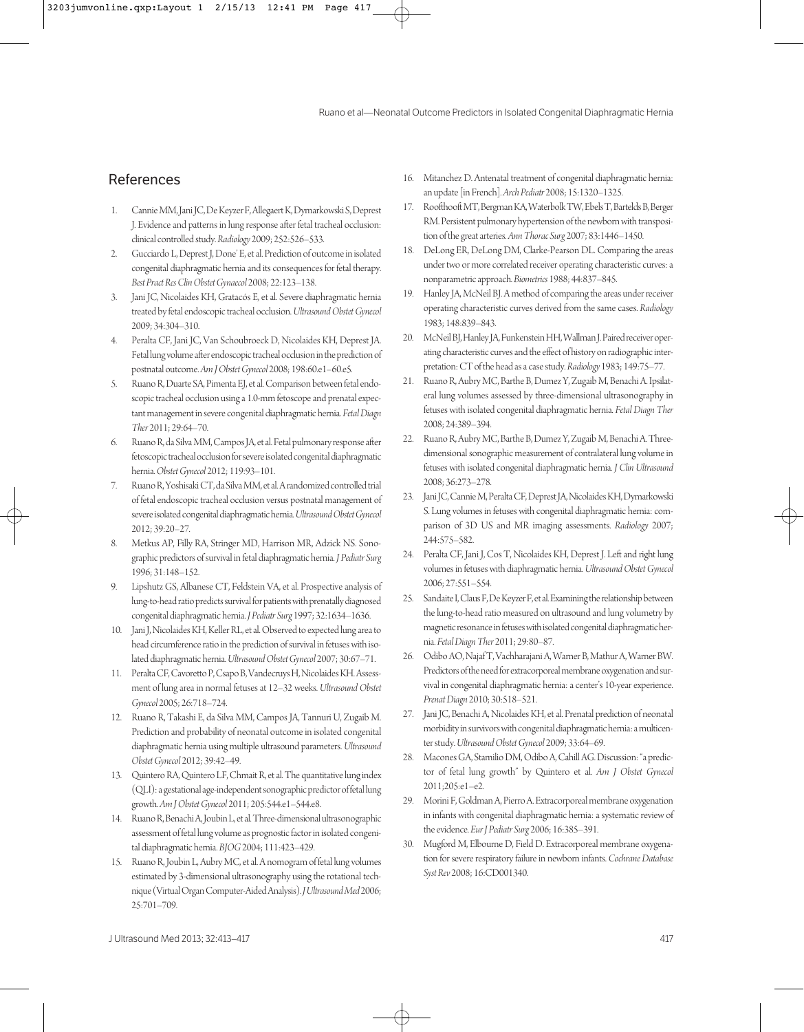## References

1. Cannie MM, Jani JC, De Keyzer F, Allegaert K, Dymarkowski S, Deprest J. Evidence and patterns in lung response after fetal tracheal occlusion: clinical controlled study. *Radiology* 2009; 252:526–533.
2. Gucciardo L, Deprest J, Done' E, et al. Prediction of outcome in isolated congenital diaphragmatic hernia and its consequences for fetal therapy. *Best Pract Res Clin Obstet Gynaecol* 2008; 22:123–138.
3. Jani JC, Nicolaides KH, Gratacós E, et al. Severe diaphragmatic hernia treated by fetal endoscopic tracheal occlusion. *Ultrasound Obstet Gynecol* 2009; 34:304–310.
4. Peralta CF, Jani JC, Van Schoubroeck D, Nicolaides KH, Deprest JA. Fetal lung volume after endoscopic tracheal occlusion in the prediction of postnatal outcome. *Am J Obstet Gynecol* 2008; 198:60.e1–60.e5.
5. Ruano R, Duarte SA, Pimenta EJ, et al. Comparison between fetal endoscopic tracheal occlusion using a 1.0-mm fetoscope and prenatal expectant management in severe congenital diaphragmatic hernia. *Fetal Diagn Ther* 2011; 29:64–70.
6. Ruano R, da Silva MM, Campos JA, et al. Fetal pulmonary response after fetoscopic tracheal occlusion for severe isolated congenital diaphragmatic hernia. *Obstet Gynecol* 2012; 119:93–101.
7. Ruano R, Yoshisaki CT, da Silva MM, et al. A randomized controlled trial of fetal endoscopic tracheal occlusion versus postnatal management of severe isolated congenital diaphragmatic hernia. *Ultrasound Obstet Gynecol* 2012; 39:20–27.
8. Metkus AP, Filly RA, Stringer MD, Harrison MR, Adzick NS. Sonographic predictors of survival in fetal diaphragmatic hernia. *J Pediatr Surg* 1996; 31:148–152.
9. Lipshutz GS, Albanese CT, Feldstein VA, et al. Prospective analysis of lung-to-head ratio predicts survival for patients with prenatally diagnosed congenital diaphragmatic hernia. *J Pediatr Surg* 1997; 32:1634–1636.
10. Jani J, Nicolaides KH, Keller RL, et al. Observed to expected lung area to head circumference ratio in the prediction of survival in fetuses with isolated diaphragmatic hernia. *Ultrasound Obstet Gynecol* 2007; 30:67–71.
11. Peralta CF, Cavoretto P, Csapo B, Vandecruys H, Nicolaides KH. Assessment of lung area in normal fetuses at 12–32 weeks. *Ultrasound Obstet Gynecol* 2005; 26:718–724.
12. Ruano R, Takashi E, da Silva MM, Campos JA, Tannuri U, Zugaib M. Prediction and probability of neonatal outcome in isolated congenital diaphragmatic hernia using multiple ultrasound parameters. *Ultrasound Obstet Gynecol* 2012; 39:42–49.
13. Quintero RA, Quintero LF, Chmait R, et al. The quantitative lung index (QLI): a gestational age-independent sonographic predictor of fetal lung growth. *Am J Obstet Gynecol* 2011; 205:544.e1–544.e8.
14. Ruano R, Benachi A, Joubin L, et al. Three-dimensional ultrasonographic assessment of fetal lung volume as prognostic factor in isolated congenital diaphragmatic hernia. *BJOG* 2004; 111:423–429.
15. Ruano R, Joubin L, Aubry MC, et al. A nomogram of fetal lung volumes estimated by 3-dimensional ultrasonography using the rotational technique (Virtual Organ Computer-Aided Analysis). *J Ultrasound Med* 2006; 25:701–709.
16. Mitanchez D. Antenatal treatment of congenital diaphragmatic hernia: an update [in French]. *Arch Pediatr* 2008; 15:1320–1325.
17. Roofthooft MT, Bergman KA, Waterbolk TW, Ebels T, Bartelds B, Berger RM. Persistent pulmonary hypertension of the newborn with transposition of the great arteries. *Ann Thorac Surg* 2007; 83:1446–1450.
18. DeLong ER, DeLong DM, Clarke-Pearson DL. Comparing the areas under two or more correlated receiver operating characteristic curves: a nonparametric approach. *Biometrics* 1988; 44:837–845.
19. Hanley JA, McNeil BJ. A method of comparing the areas under receiver operating characteristic curves derived from the same cases. *Radiology* 1983; 148:839–843.
20. McNeil BJ, Hanley JA, Funkenstein HH, Wallman J. Paired receiver operating characteristic curves and the effect of history on radiographic interpretation: CT of the head as a case study. *Radiology* 1983; 149:75–77.
21. Ruano R, Aubry MC, Barthe B, Dumez Y, Zugaib M, Benachi A. Ipsilateral lung volumes assessed by three-dimensional ultrasonography in fetuses with isolated congenital diaphragmatic hernia. *Fetal Diagn Ther* 2008; 24:389–394.
22. Ruano R, Aubry MC, Barthe B, Dumez Y, Zugaib M, Benachi A. Three-dimensional sonographic measurement of contralateral lung volume in fetuses with isolated congenital diaphragmatic hernia. *J Clin Ultrasound* 2008; 36:273–278.
23. Jani JC, Cannie M, Peralta CF, Deprest JA, Nicolaides KH, Dymarkowski S. Lung volumes in fetuses with congenital diaphragmatic hernia: comparison of 3D US and MR imaging assessments. *Radiology* 2007; 244:575–582.
24. Peralta CF, Jani J, Cos T, Nicolaides KH, Deprest J. Left and right lung volumes in fetuses with diaphragmatic hernia. *Ultrasound Obstet Gynecol* 2006; 27:551–554.
25. Sandaite I, Claus F, De Keyzer F, et al. Examining the relationship between the lung-to-head ratio measured on ultrasound and lung volumetry by magnetic resonance in fetuses with isolated congenital diaphragmatic hernia. *Fetal Diagn Ther* 2011; 29:80–87.
26. Odibo AO, Najaf T, Vachharajani A, Warner B, Mathur A, Warner BW. Predictors of the need for extracorporeal membrane oxygenation and survival in congenital diaphragmatic hernia: a center's 10-year experience. *Prenat Diagn* 2010; 30:518–521.
27. Jani JC, Benachi A, Nicolaides KH, et al. Prenatal prediction of neonatal morbidity in survivors with congenital diaphragmatic hernia: a multicenter study. *Ultrasound Obstet Gynecol* 2009; 33:64–69.
28. Macones GA, Stamilio DM, Odibo A, Cahill AG. Discussion: "a predictor of fetal lung growth" by Quintero et al. *Am J Obstet Gynecol* 2011;205:e1–e2.
29. Morini F, Goldman A, Pierro A. Extracorporeal membrane oxygenation in infants with congenital diaphragmatic hernia: a systematic review of the evidence. *Eur J Pediatr Surg* 2006; 16:385–391.
30. Mugford M, Elbourne D, Field D. Extracorporeal membrane oxygenation for severe respiratory failure in newborn infants. *Cochrane Database Syst Rev* 2008; 16:CD001340.